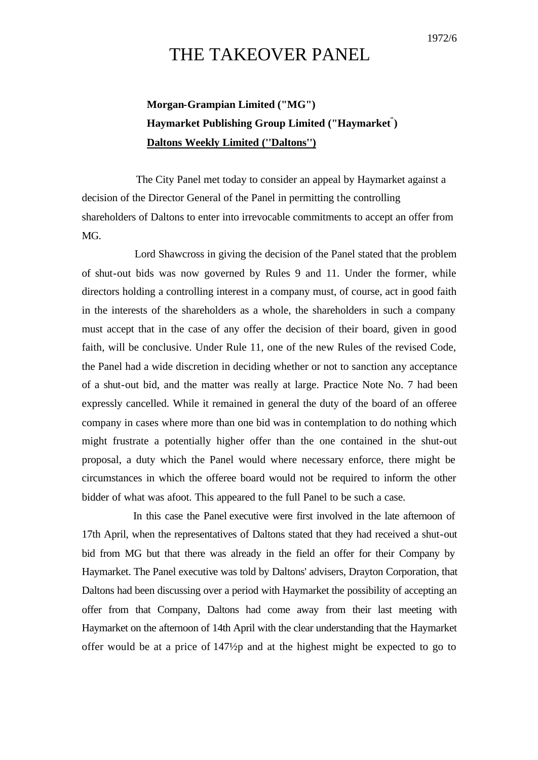1972/6

# THE TAKEOVER PANEL

**Morgan-Grampian Limited ("MG")**

**Haymarket Publishing Group Limited ("Haymarket")**

**<u>Daltons Weekly Limited ("Daltons")</u>**

The City Panel met today to consider an appeal by Haymarket against a decision of the Director General of the Panel in permitting the controlling shareholders of Daltons to enter into irrevocable commitments to accept an offer from MG.

Lord Shawcross in giving the decision of the Panel stated that the problem of shut-out bids was now governed by Rules 9 and 11. Under the former, while directors holding a controlling interest in a company must, of course, act in good faith in the interests of the shareholders as a whole, the shareholders in such a company must accept that in the case of any offer the decision of their board, given in good faith, will be conclusive. Under Rule 11, one of the new Rules of the revised Code, the Panel had a wide discretion in deciding whether or not to sanction any acceptance of a shut-out bid, and the matter was really at large. Practice Note No. 7 had been expressly cancelled. While it remained in general the duty of the board of an offeree company in cases where more than one bid was in contemplation to do nothing which might frustrate a potentially higher offer than the one contained in the shut-out proposal, a duty which the Panel would where necessary enforce, there might be circumstances in which the offeree board would not be required to inform the other bidder of what was afoot. This appeared to the full Panel to be such a case.

In this case the Panel executive were first involved in the late afternoon of 17th April, when the representatives of Daltons stated that they had received a shut-out bid from MG but that there was already in the field an offer for their Company by Haymarket. The Panel executive was told by Daltons' advisers, Drayton Corporation, that Daltons had been discussing over a period with Haymarket the possibility of accepting an offer from that Company, Daltons had come away from their last meeting with Haymarket on the afternoon of 14th April with the clear understanding that the Haymarket offer would be at a price of 147½p and at the highest might be expected to go to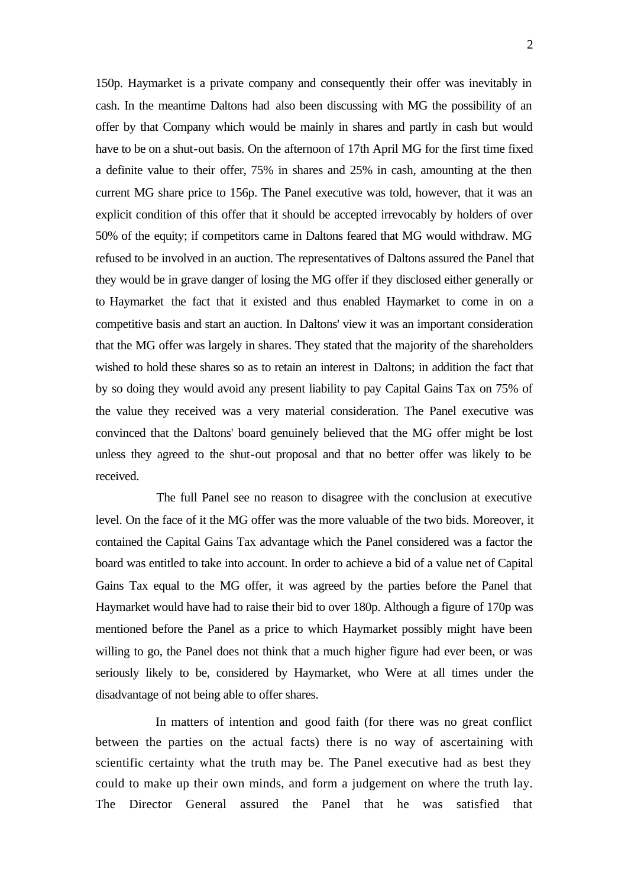150p. Haymarket is a private company and consequently their offer was inevitably in cash. In the meantime Daltons had also been discussing with MG the possibility of an offer by that Company which would be mainly in shares and partly in cash but would have to be on a shut-out basis. On the afternoon of 17th April MG for the first time fixed a definite value to their offer, 75% in shares and 25% in cash, amounting at the then current MG share price to 156p. The Panel executive was told, however, that it was an explicit condition of this offer that it should be accepted irrevocably by holders of over 50% of the equity; if competitors came in Daltons feared that MG would withdraw. MG refused to be involved in an auction. The representatives of Daltons assured the Panel that they would be in grave danger of losing the MG offer if they disclosed either generally or to Haymarket the fact that it existed and thus enabled Haymarket to come in on a competitive basis and start an auction. In Daltons' view it was an important consideration that the MG offer was largely in shares. They stated that the majority of the shareholders wished to hold these shares so as to retain an interest in Daltons; in addition the fact that by so doing they would avoid any present liability to pay Capital Gains Tax on 75% of the value they received was a very material consideration. The Panel executive was convinced that the Daltons' board genuinely believed that the MG offer might be lost unless they agreed to the shut-out proposal and that no better offer was likely to be received.

The full Panel see no reason to disagree with the conclusion at executive level. On the face of it the MG offer was the more valuable of the two bids. Moreover, it contained the Capital Gains Tax advantage which the Panel considered was a factor the board was entitled to take into account. In order to achieve a bid of a value net of Capital Gains Tax equal to the MG offer, it was agreed by the parties before the Panel that Haymarket would have had to raise their bid to over 180p. Although a figure of 170p was mentioned before the Panel as a price to which Haymarket possibly might have been willing to go, the Panel does not think that a much higher figure had ever been, or was seriously likely to be, considered by Haymarket, who Were at all times under the disadvantage of not being able to offer shares.

In matters of intention and good faith (for there was no great conflict between the parties on the actual facts) there is no way of ascertaining with scientific certainty what the truth may be. The Panel executive had as best they could to make up their own minds, and form a judgement on where the truth lay. The Director General assured the Panel that he was satisfied that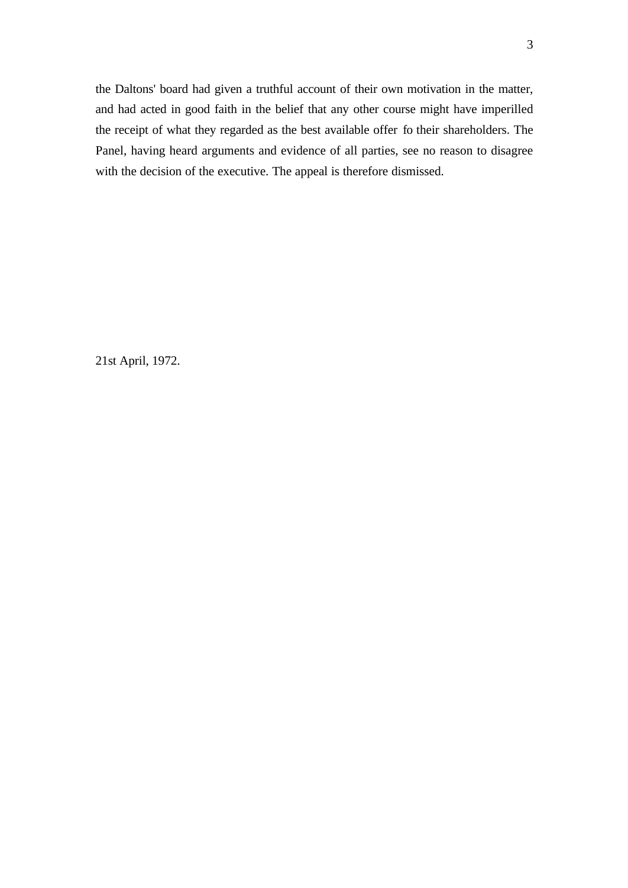the Daltons' board had given a truthful account of their own motivation in the matter, and had acted in good faith in the belief that any other course might have imperilled the receipt of what they regarded as the best available offer fo their shareholders. The Panel, having heard arguments and evidence of all parties, see no reason to disagree with the decision of the executive. The appeal is therefore dismissed.

21st April, 1972.